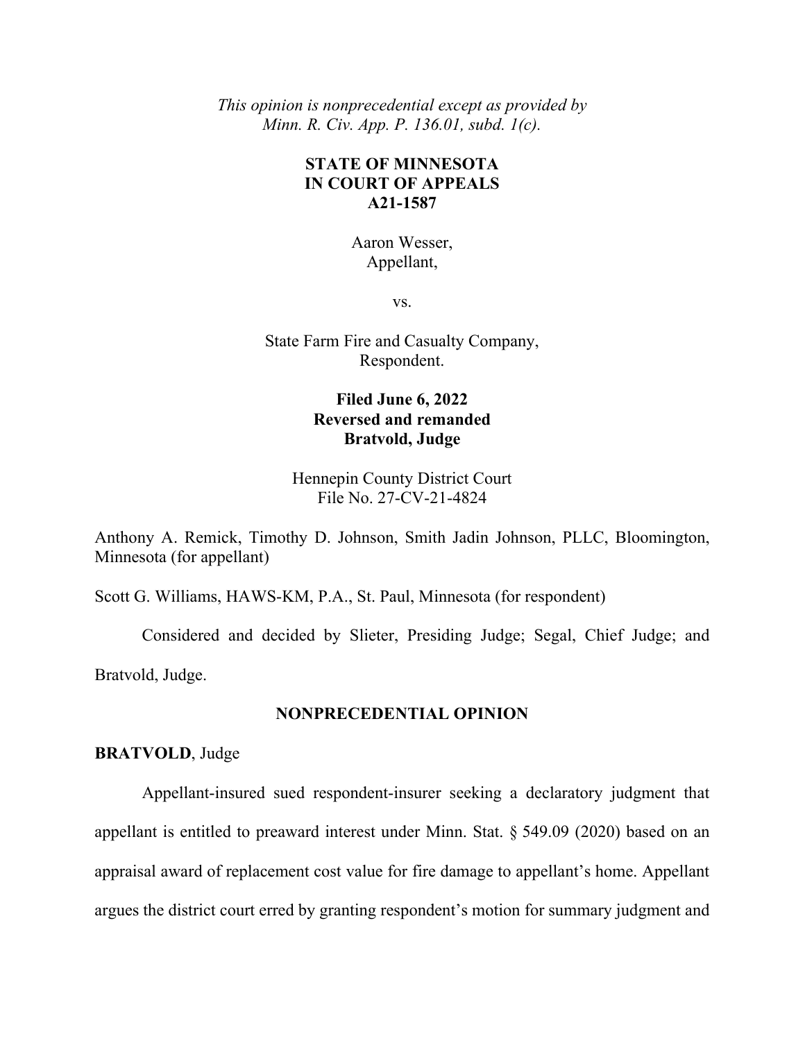*This opinion is nonprecedential except as provided by Minn. R. Civ. App. P. 136.01, subd. 1(c).*

**STATE OF MINNESOTA**
**IN COURT OF APPEALS**
**A21-1587**

Aaron Wesser,
Appellant,

vs.

State Farm Fire and Casualty Company,
Respondent.

**Filed June 6, 2022**
**Reversed and remanded**
**Bratvold, Judge**

Hennepin County District Court
File No. 27-CV-21-4824

Anthony A. Remick, Timothy D. Johnson, Smith Jadin Johnson, PLLC, Bloomington, Minnesota (for appellant)

Scott G. Williams, HAWS-KM, P.A., St. Paul, Minnesota (for respondent)

Considered and decided by Slieter, Presiding Judge; Segal, Chief Judge; and Bratvold, Judge.

**NONPRECEDENTIAL OPINION**

**BRATVOLD**, Judge

Appellant-insured sued respondent-insurer seeking a declaratory judgment that appellant is entitled to preaward interest under Minn. Stat. § 549.09 (2020) based on an appraisal award of replacement cost value for fire damage to appellant's home. Appellant argues the district court erred by granting respondent's motion for summary judgment and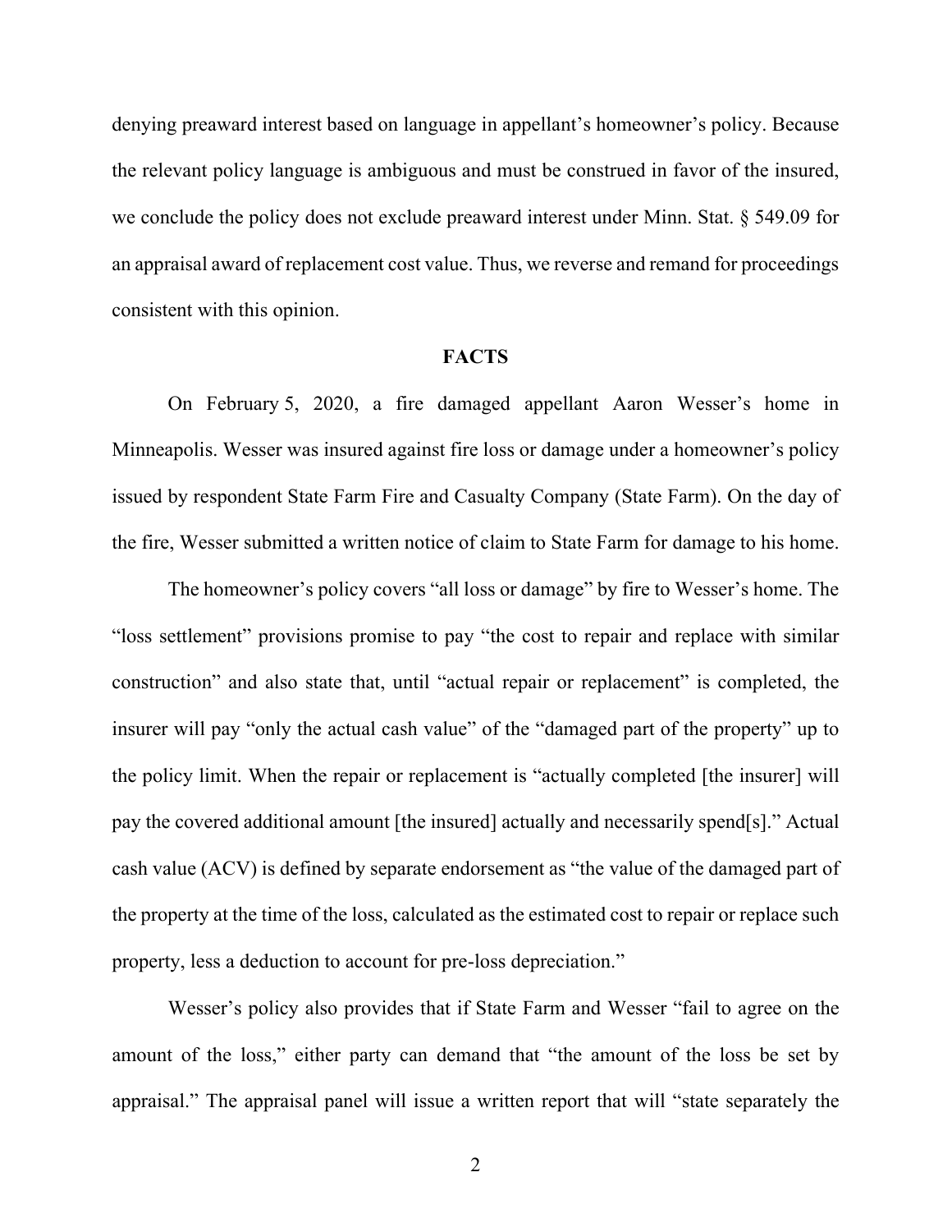denying preaward interest based on language in appellant's homeowner's policy. Because the relevant policy language is ambiguous and must be construed in favor of the insured, we conclude the policy does not exclude preaward interest under Minn. Stat. § 549.09 for an appraisal award of replacement cost value. Thus, we reverse and remand for proceedings consistent with this opinion.

## FACTS

On February 5, 2020, a fire damaged appellant Aaron Wesser's home in Minneapolis. Wesser was insured against fire loss or damage under a homeowner's policy issued by respondent State Farm Fire and Casualty Company (State Farm). On the day of the fire, Wesser submitted a written notice of claim to State Farm for damage to his home.

The homeowner's policy covers "all loss or damage" by fire to Wesser's home. The "loss settlement" provisions promise to pay "the cost to repair and replace with similar construction" and also state that, until "actual repair or replacement" is completed, the insurer will pay "only the actual cash value" of the "damaged part of the property" up to the policy limit. When the repair or replacement is "actually completed [the insurer] will pay the covered additional amount [the insured] actually and necessarily spend[s]." Actual cash value (ACV) is defined by separate endorsement as "the value of the damaged part of the property at the time of the loss, calculated as the estimated cost to repair or replace such property, less a deduction to account for pre-loss depreciation."

Wesser's policy also provides that if State Farm and Wesser "fail to agree on the amount of the loss," either party can demand that "the amount of the loss be set by appraisal." The appraisal panel will issue a written report that will "state separately the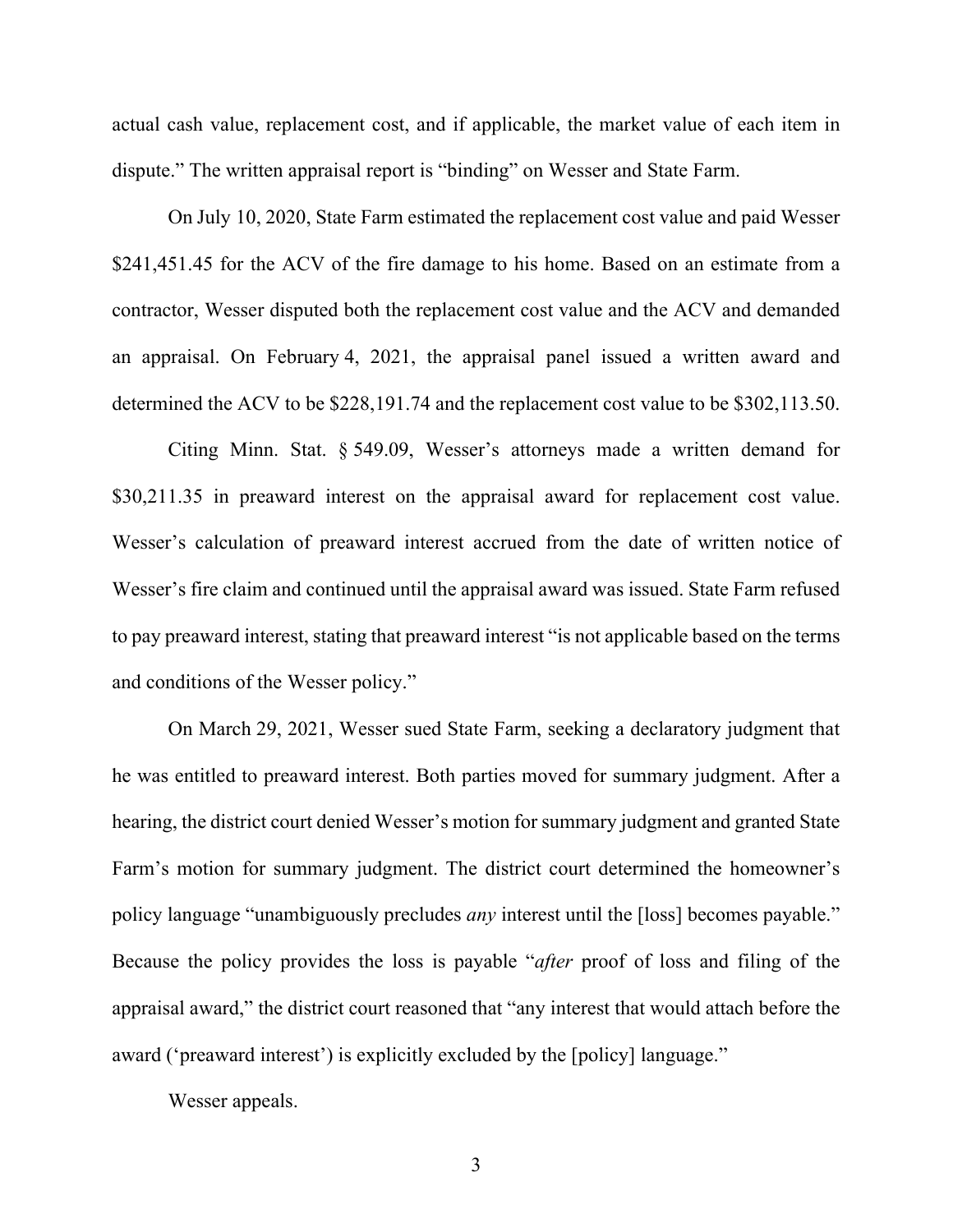actual cash value, replacement cost, and if applicable, the market value of each item in dispute." The written appraisal report is "binding" on Wesser and State Farm.

On July 10, 2020, State Farm estimated the replacement cost value and paid Wesser $241,451.45 for the ACV of the fire damage to his home. Based on an estimate from a contractor, Wesser disputed both the replacement cost value and the ACV and demanded an appraisal. On February 4, 2021, the appraisal panel issued a written award and determined the ACV to be $228,191.74 and the replacement cost value to be $302,113.50.

Citing Minn. Stat. § 549.09, Wesser's attorneys made a written demand for $30,211.35 in preaward interest on the appraisal award for replacement cost value. Wesser's calculation of preaward interest accrued from the date of written notice of Wesser's fire claim and continued until the appraisal award was issued. State Farm refused to pay preaward interest, stating that preaward interest "is not applicable based on the terms and conditions of the Wesser policy."

On March 29, 2021, Wesser sued State Farm, seeking a declaratory judgment that he was entitled to preaward interest. Both parties moved for summary judgment. After a hearing, the district court denied Wesser's motion for summary judgment and granted State Farm's motion for summary judgment. The district court determined the homeowner's policy language "unambiguously precludes *any* interest until the [loss] becomes payable." Because the policy provides the loss is payable "*after* proof of loss and filing of the appraisal award," the district court reasoned that "any interest that would attach before the award ('preaward interest') is explicitly excluded by the [policy] language."

Wesser appeals.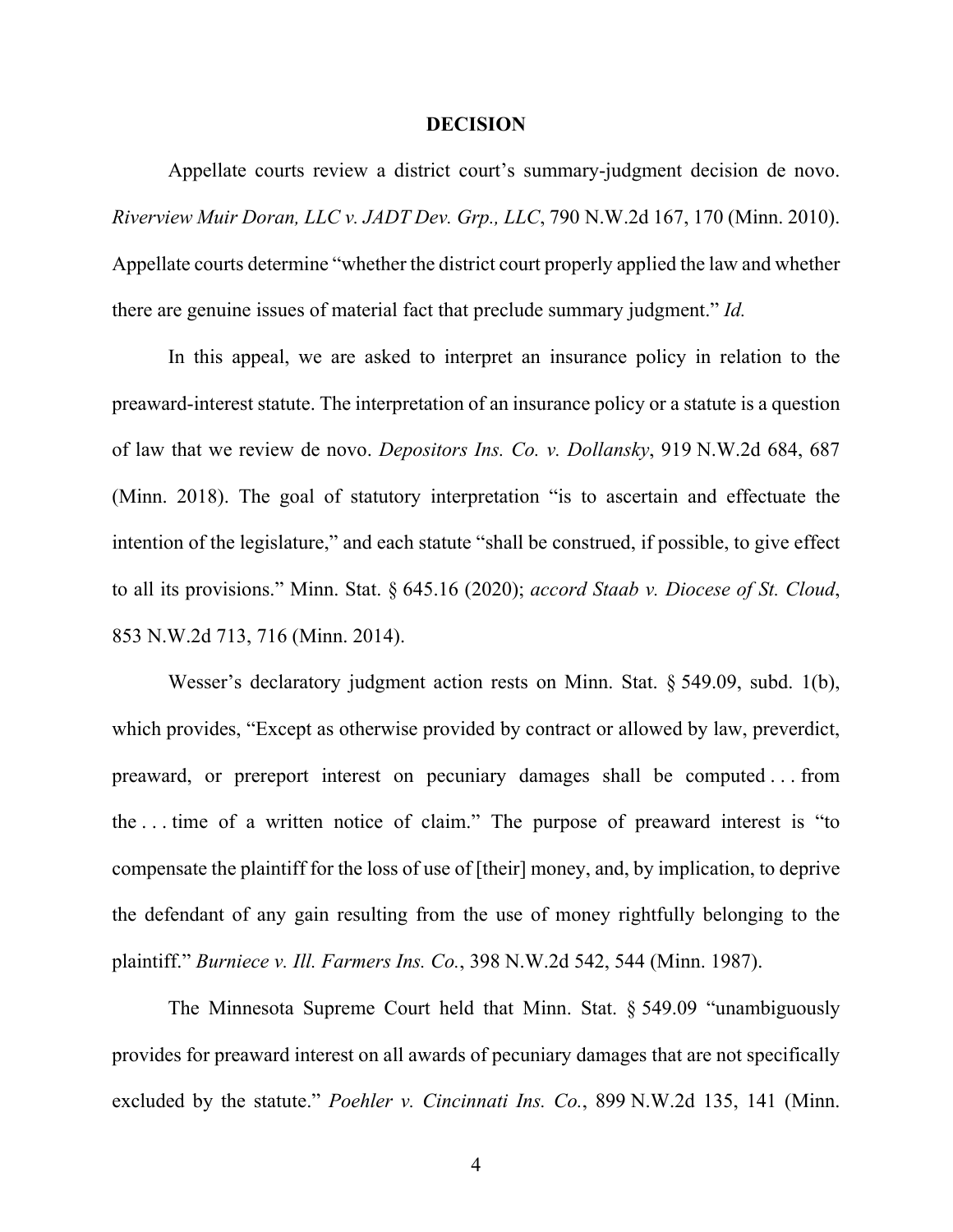**DECISION**

Appellate courts review a district court's summary-judgment decision de novo. *Riverview Muir Doran, LLC v. JADT Dev. Grp., LLC*, 790 N.W.2d 167, 170 (Minn. 2010). Appellate courts determine "whether the district court properly applied the law and whether there are genuine issues of material fact that preclude summary judgment." *Id.*

In this appeal, we are asked to interpret an insurance policy in relation to the preaward-interest statute. The interpretation of an insurance policy or a statute is a question of law that we review de novo. *Depositors Ins. Co. v. Dollansky*, 919 N.W.2d 684, 687 (Minn. 2018). The goal of statutory interpretation "is to ascertain and effectuate the intention of the legislature," and each statute "shall be construed, if possible, to give effect to all its provisions." Minn. Stat. § 645.16 (2020); *accord Staab v. Diocese of St. Cloud*, 853 N.W.2d 713, 716 (Minn. 2014).

Wesser's declaratory judgment action rests on Minn. Stat. § 549.09, subd. 1(b), which provides, "Except as otherwise provided by contract or allowed by law, preverdict, preaward, or prereport interest on pecuniary damages shall be computed . . . from the . . . time of a written notice of claim." The purpose of preaward interest is "to compensate the plaintiff for the loss of use of [their] money, and, by implication, to deprive the defendant of any gain resulting from the use of money rightfully belonging to the plaintiff." *Burniece v. Ill. Farmers Ins. Co.*, 398 N.W.2d 542, 544 (Minn. 1987).

The Minnesota Supreme Court held that Minn. Stat. § 549.09 "unambiguously provides for preaward interest on all awards of pecuniary damages that are not specifically excluded by the statute." *Poehler v. Cincinnati Ins. Co.*, 899 N.W.2d 135, 141 (Minn.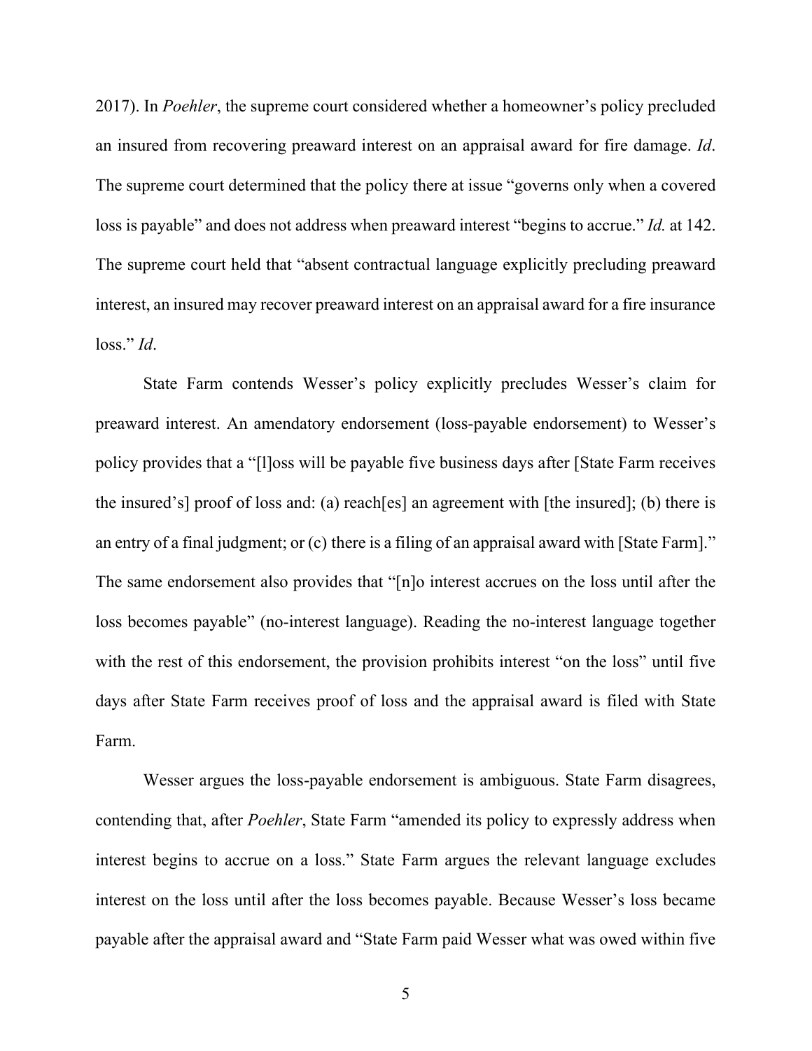2017). In *Poehler*, the supreme court considered whether a homeowner's policy precluded an insured from recovering preaward interest on an appraisal award for fire damage. *Id*. The supreme court determined that the policy there at issue "governs only when a covered loss is payable" and does not address when preaward interest "begins to accrue." *Id.* at 142. The supreme court held that "absent contractual language explicitly precluding preaward interest, an insured may recover preaward interest on an appraisal award for a fire insurance loss." *Id*.

State Farm contends Wesser's policy explicitly precludes Wesser's claim for preaward interest. An amendatory endorsement (loss-payable endorsement) to Wesser's policy provides that a "[l]oss will be payable five business days after [State Farm receives the insured's] proof of loss and: (a) reach[es] an agreement with [the insured]; (b) there is an entry of a final judgment; or (c) there is a filing of an appraisal award with [State Farm]." The same endorsement also provides that "[n]o interest accrues on the loss until after the loss becomes payable" (no-interest language). Reading the no-interest language together with the rest of this endorsement, the provision prohibits interest "on the loss" until five days after State Farm receives proof of loss and the appraisal award is filed with State Farm.

Wesser argues the loss-payable endorsement is ambiguous. State Farm disagrees, contending that, after *Poehler*, State Farm "amended its policy to expressly address when interest begins to accrue on a loss." State Farm argues the relevant language excludes interest on the loss until after the loss becomes payable. Because Wesser's loss became payable after the appraisal award and "State Farm paid Wesser what was owed within five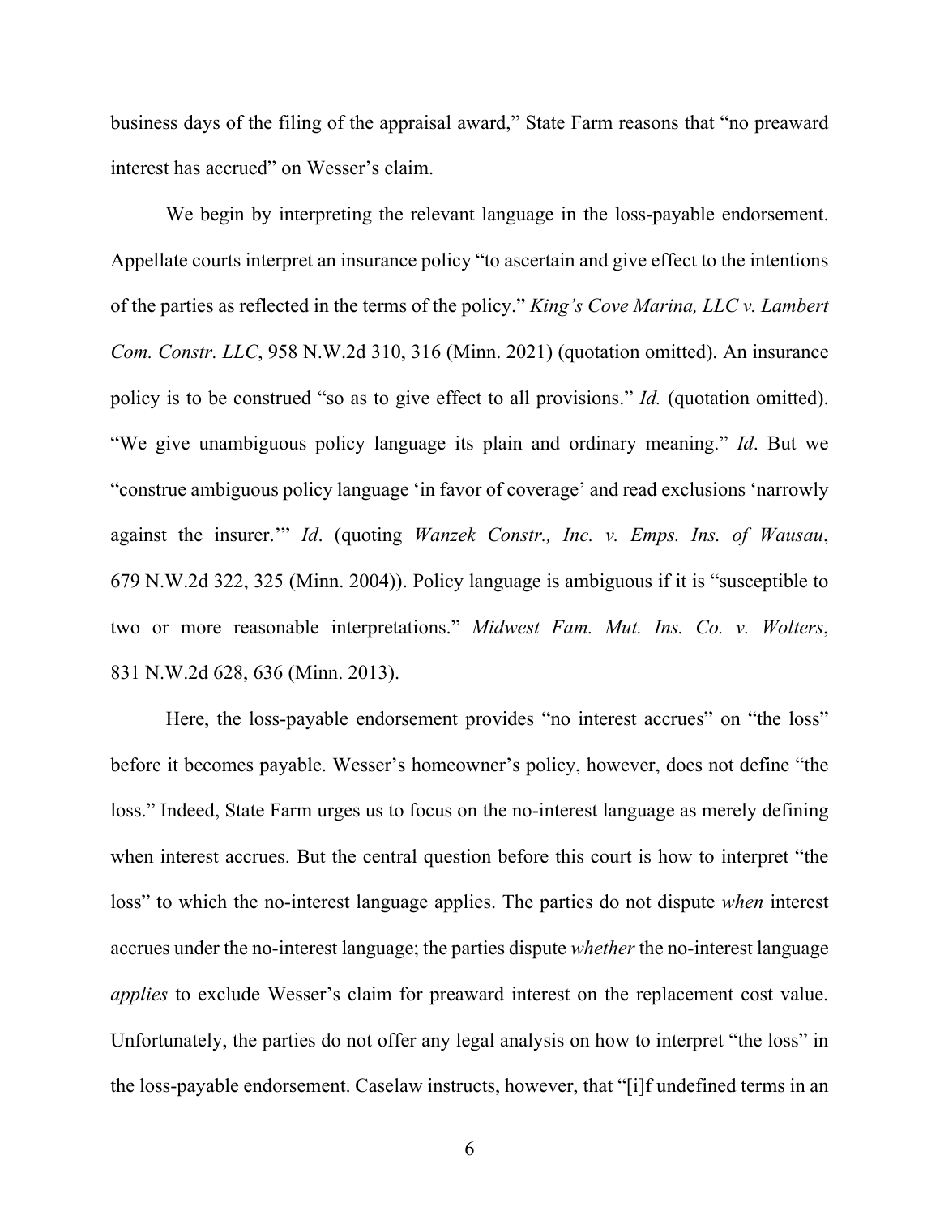business days of the filing of the appraisal award," State Farm reasons that "no preaward interest has accrued" on Wesser's claim.

We begin by interpreting the relevant language in the loss-payable endorsement. Appellate courts interpret an insurance policy "to ascertain and give effect to the intentions of the parties as reflected in the terms of the policy." *King's Cove Marina, LLC v. Lambert Com. Constr. LLC*, 958 N.W.2d 310, 316 (Minn. 2021) (quotation omitted). An insurance policy is to be construed "so as to give effect to all provisions." *Id.* (quotation omitted). "We give unambiguous policy language its plain and ordinary meaning." *Id*. But we "construe ambiguous policy language 'in favor of coverage' and read exclusions 'narrowly against the insurer.'" *Id*. (quoting *Wanzek Constr., Inc. v. Emps. Ins. of Wausau*, 679 N.W.2d 322, 325 (Minn. 2004)). Policy language is ambiguous if it is "susceptible to two or more reasonable interpretations." *Midwest Fam. Mut. Ins. Co. v. Wolters*, 831 N.W.2d 628, 636 (Minn. 2013).

Here, the loss-payable endorsement provides "no interest accrues" on "the loss" before it becomes payable. Wesser's homeowner's policy, however, does not define "the loss." Indeed, State Farm urges us to focus on the no-interest language as merely defining when interest accrues. But the central question before this court is how to interpret "the loss" to which the no-interest language applies. The parties do not dispute *when* interest accrues under the no-interest language; the parties dispute *whether* the no-interest language *applies* to exclude Wesser's claim for preaward interest on the replacement cost value. Unfortunately, the parties do not offer any legal analysis on how to interpret "the loss" in the loss-payable endorsement. Caselaw instructs, however, that "[i]f undefined terms in an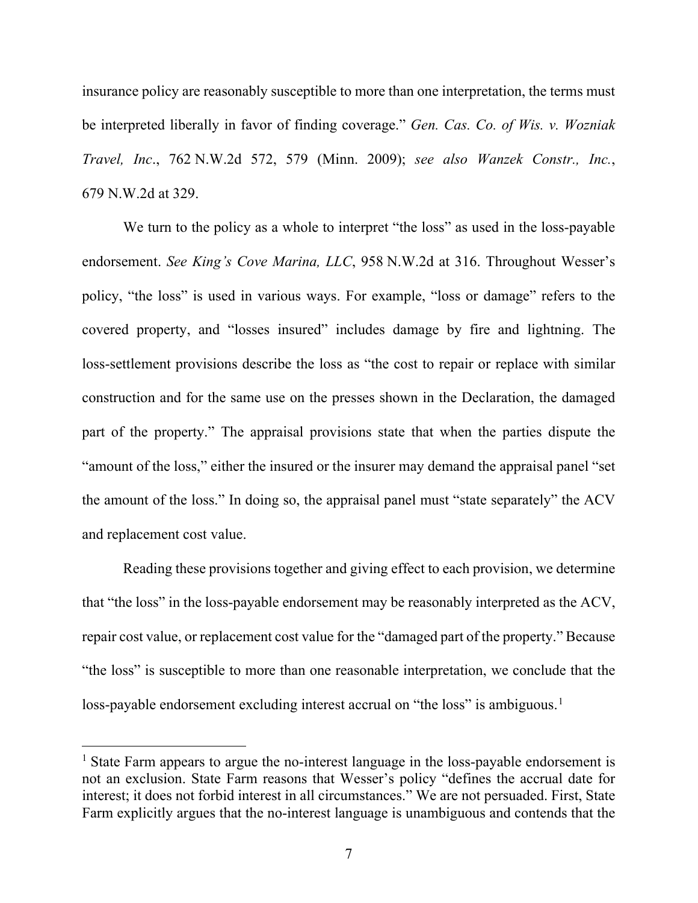insurance policy are reasonably susceptible to more than one interpretation, the terms must be interpreted liberally in favor of finding coverage." *Gen. Cas. Co. of Wis. v. Wozniak Travel, Inc.*, 762 N.W.2d 572, 579 (Minn. 2009); *see also Wanzek Constr., Inc.*, 679 N.W.2d at 329.

We turn to the policy as a whole to interpret "the loss" as used in the loss-payable endorsement. *See King's Cove Marina, LLC*, 958 N.W.2d at 316. Throughout Wesser's policy, "the loss" is used in various ways. For example, "loss or damage" refers to the covered property, and "losses insured" includes damage by fire and lightning. The loss-settlement provisions describe the loss as "the cost to repair or replace with similar construction and for the same use on the presses shown in the Declaration, the damaged part of the property." The appraisal provisions state that when the parties dispute the "amount of the loss," either the insured or the insurer may demand the appraisal panel "set the amount of the loss." In doing so, the appraisal panel must "state separately" the ACV and replacement cost value.

Reading these provisions together and giving effect to each provision, we determine that "the loss" in the loss-payable endorsement may be reasonably interpreted as the ACV, repair cost value, or replacement cost value for the "damaged part of the property." Because "the loss" is susceptible to more than one reasonable interpretation, we conclude that the loss-payable endorsement excluding interest accrual on "the loss" is ambiguous.[1]

---

[1] State Farm appears to argue the no-interest language in the loss-payable endorsement is not an exclusion. State Farm reasons that Wesser's policy "defines the accrual date for interest; it does not forbid interest in all circumstances." We are not persuaded. First, State Farm explicitly argues that the no-interest language is unambiguous and contends that the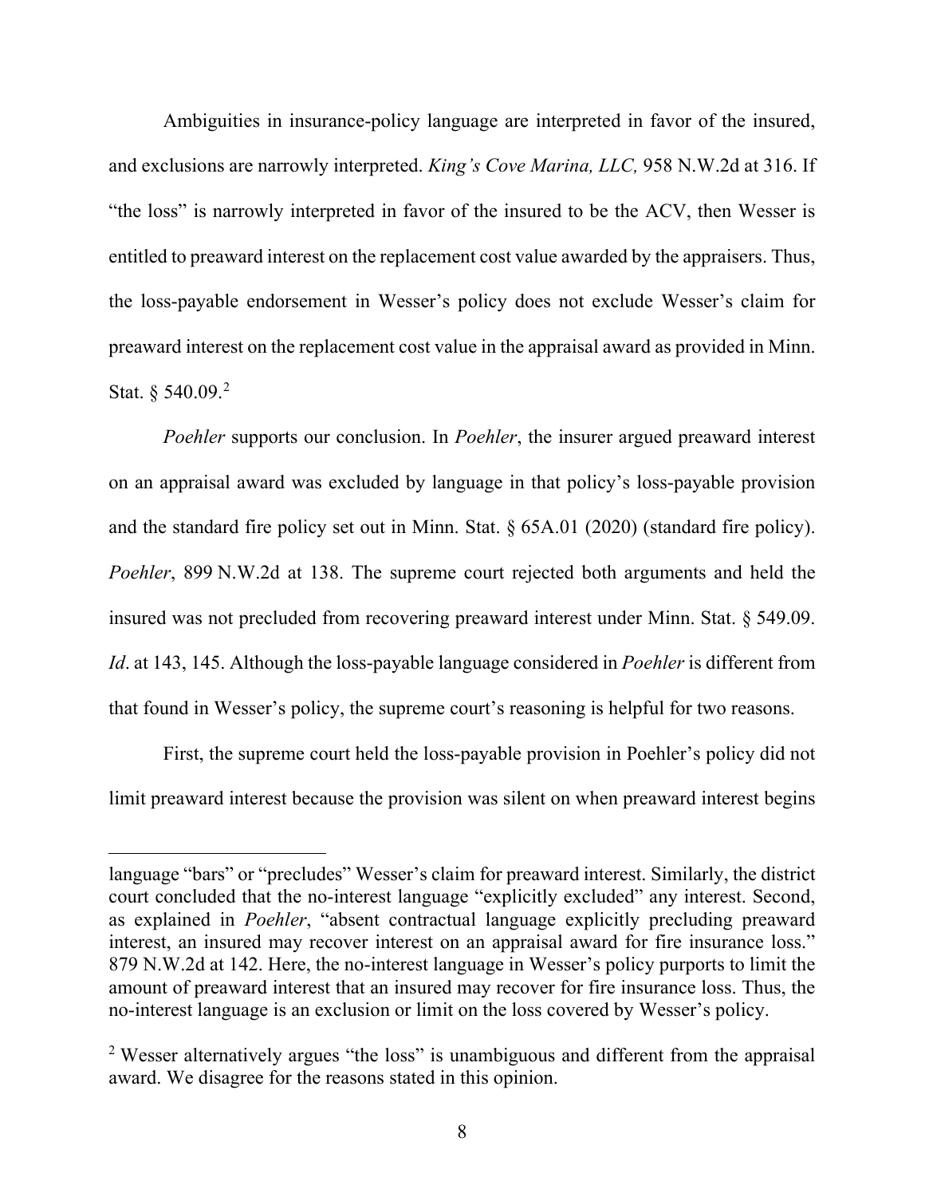Ambiguities in insurance-policy language are interpreted in favor of the insured, and exclusions are narrowly interpreted. *King's Cove Marina, LLC,* 958 N.W.2d at 316. If "the loss" is narrowly interpreted in favor of the insured to be the ACV, then Wesser is entitled to preaward interest on the replacement cost value awarded by the appraisers. Thus, the loss-payable endorsement in Wesser's policy does not exclude Wesser's claim for preaward interest on the replacement cost value in the appraisal award as provided in Minn. Stat. § 540.09.[2]

*Poehler* supports our conclusion. In *Poehler*, the insurer argued preaward interest on an appraisal award was excluded by language in that policy's loss-payable provision and the standard fire policy set out in Minn. Stat. § 65A.01 (2020) (standard fire policy). *Poehler*, 899 N.W.2d at 138. The supreme court rejected both arguments and held the insured was not precluded from recovering preaward interest under Minn. Stat. § 549.09. *Id*. at 143, 145. Although the loss-payable language considered in *Poehler* is different from that found in Wesser's policy, the supreme court's reasoning is helpful for two reasons.

First, the supreme court held the loss-payable provision in Poehler's policy did not limit preaward interest because the provision was silent on when preaward interest begins

---

language "bars" or "precludes" Wesser's claim for preaward interest. Similarly, the district court concluded that the no-interest language "explicitly excluded" any interest. Second, as explained in *Poehler*, "absent contractual language explicitly precluding preaward interest, an insured may recover interest on an appraisal award for fire insurance loss." 879 N.W.2d at 142. Here, the no-interest language in Wesser's policy purports to limit the amount of preaward interest that an insured may recover for fire insurance loss. Thus, the no-interest language is an exclusion or limit on the loss covered by Wesser's policy.

[2] Wesser alternatively argues "the loss" is unambiguous and different from the appraisal award. We disagree for the reasons stated in this opinion.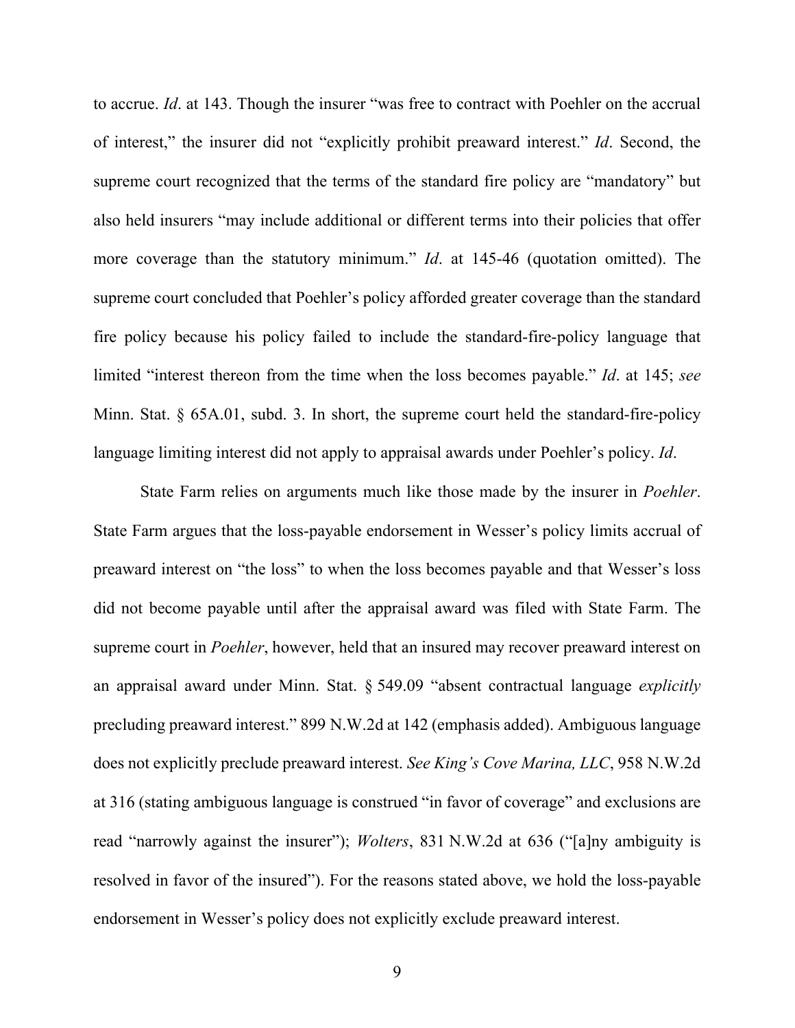to accrue. *Id*. at 143. Though the insurer "was free to contract with Poehler on the accrual of interest," the insurer did not "explicitly prohibit preaward interest." *Id*. Second, the supreme court recognized that the terms of the standard fire policy are "mandatory" but also held insurers "may include additional or different terms into their policies that offer more coverage than the statutory minimum." *Id*. at 145-46 (quotation omitted). The supreme court concluded that Poehler's policy afforded greater coverage than the standard fire policy because his policy failed to include the standard-fire-policy language that limited "interest thereon from the time when the loss becomes payable." *Id*. at 145; *see* Minn. Stat. § 65A.01, subd. 3. In short, the supreme court held the standard-fire-policy language limiting interest did not apply to appraisal awards under Poehler's policy. *Id*.

State Farm relies on arguments much like those made by the insurer in *Poehler*. State Farm argues that the loss-payable endorsement in Wesser's policy limits accrual of preaward interest on "the loss" to when the loss becomes payable and that Wesser's loss did not become payable until after the appraisal award was filed with State Farm. The supreme court in *Poehler*, however, held that an insured may recover preaward interest on an appraisal award under Minn. Stat. § 549.09 "absent contractual language *explicitly* precluding preaward interest." 899 N.W.2d at 142 (emphasis added). Ambiguous language does not explicitly preclude preaward interest. *See King's Cove Marina, LLC*, 958 N.W.2d at 316 (stating ambiguous language is construed "in favor of coverage" and exclusions are read "narrowly against the insurer"); *Wolters*, 831 N.W.2d at 636 ("[a]ny ambiguity is resolved in favor of the insured"). For the reasons stated above, we hold the loss-payable endorsement in Wesser's policy does not explicitly exclude preaward interest.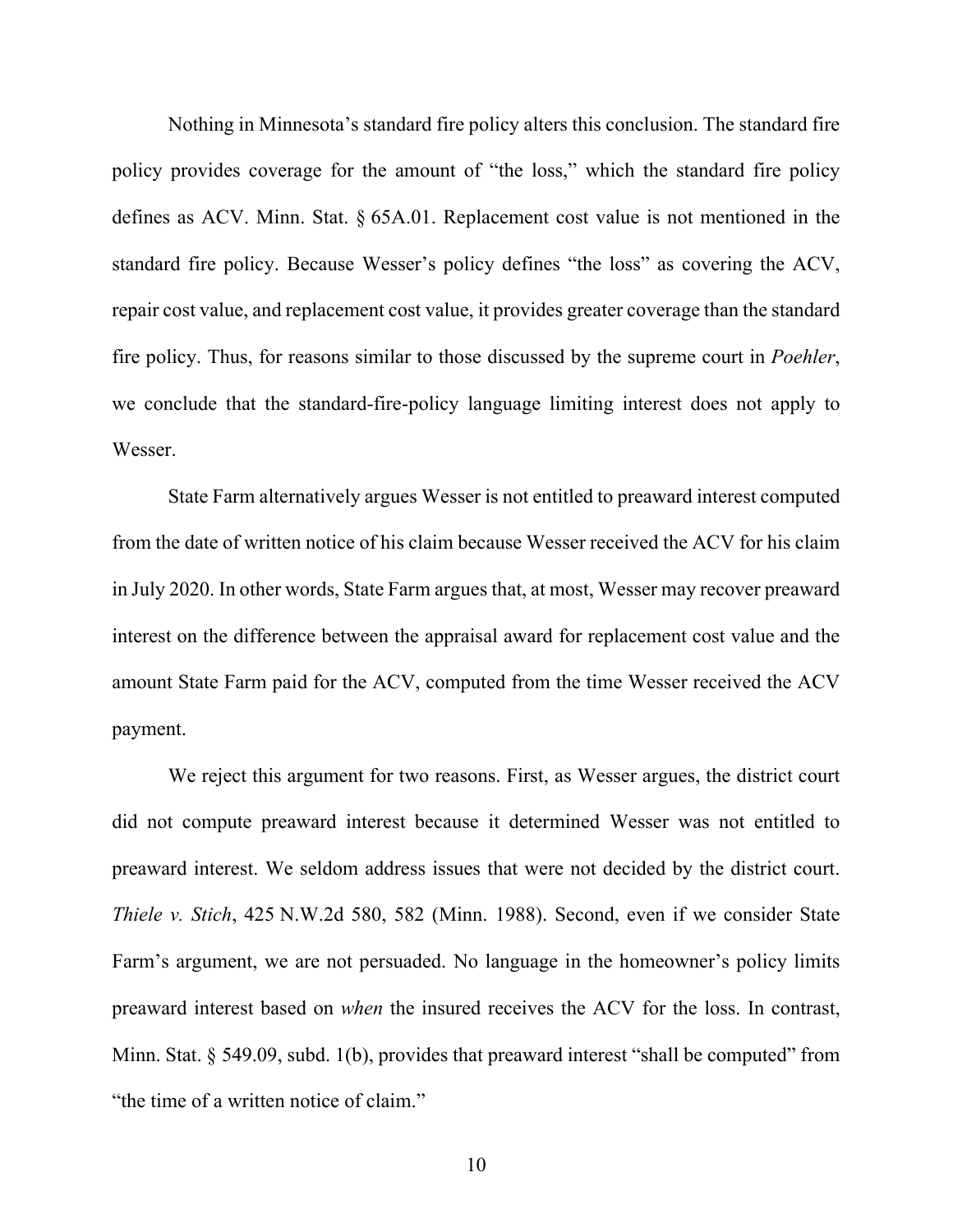Nothing in Minnesota's standard fire policy alters this conclusion. The standard fire policy provides coverage for the amount of "the loss," which the standard fire policy defines as ACV. Minn. Stat. § 65A.01. Replacement cost value is not mentioned in the standard fire policy. Because Wesser's policy defines "the loss" as covering the ACV, repair cost value, and replacement cost value, it provides greater coverage than the standard fire policy. Thus, for reasons similar to those discussed by the supreme court in *Poehler*, we conclude that the standard-fire-policy language limiting interest does not apply to Wesser.

State Farm alternatively argues Wesser is not entitled to preaward interest computed from the date of written notice of his claim because Wesser received the ACV for his claim in July 2020. In other words, State Farm argues that, at most, Wesser may recover preaward interest on the difference between the appraisal award for replacement cost value and the amount State Farm paid for the ACV, computed from the time Wesser received the ACV payment.

We reject this argument for two reasons. First, as Wesser argues, the district court did not compute preaward interest because it determined Wesser was not entitled to preaward interest. We seldom address issues that were not decided by the district court. *Thiele v. Stich*, 425 N.W.2d 580, 582 (Minn. 1988). Second, even if we consider State Farm's argument, we are not persuaded. No language in the homeowner's policy limits preaward interest based on *when* the insured receives the ACV for the loss. In contrast, Minn. Stat. § 549.09, subd. 1(b), provides that preaward interest "shall be computed" from "the time of a written notice of claim."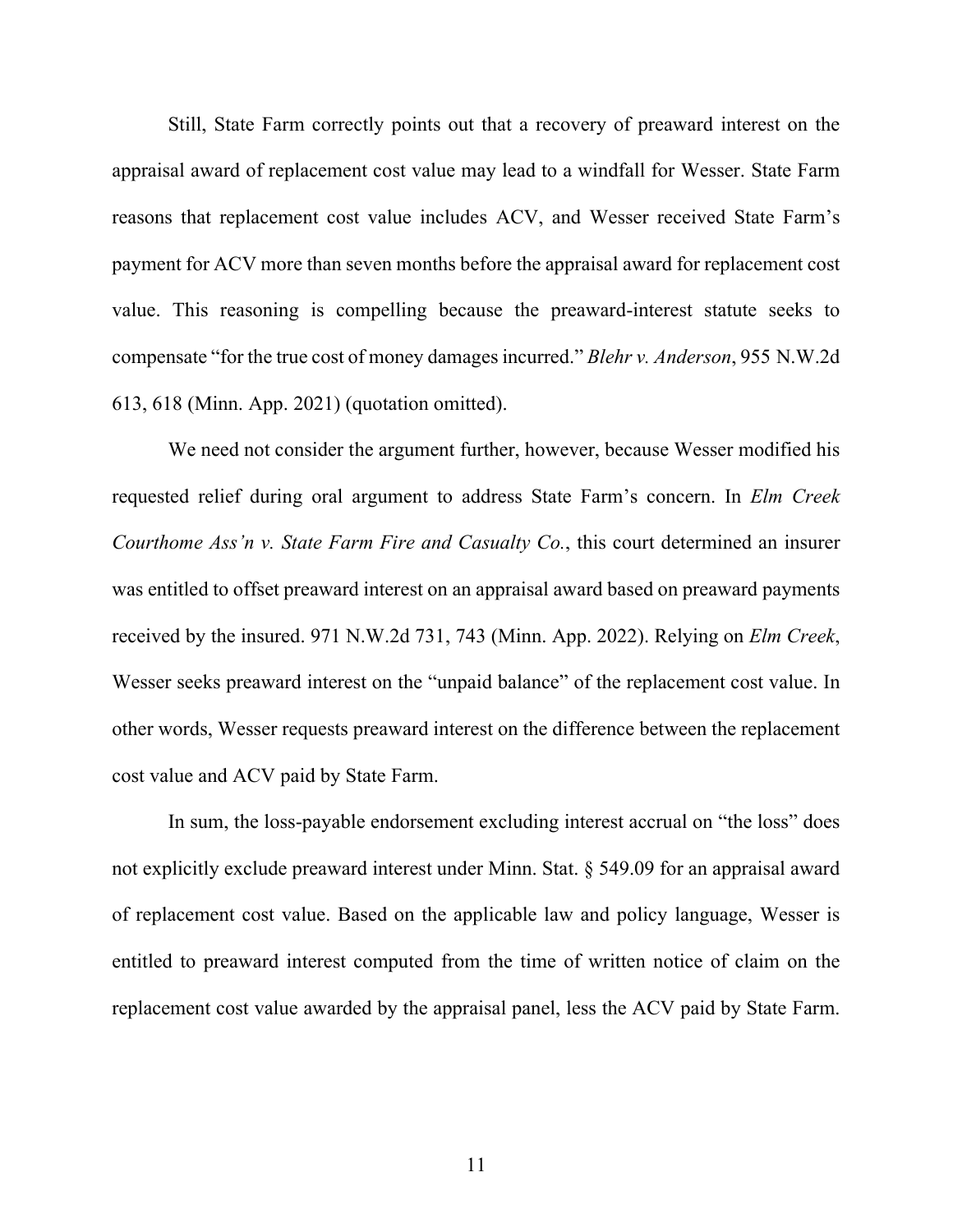Still, State Farm correctly points out that a recovery of preaward interest on the appraisal award of replacement cost value may lead to a windfall for Wesser. State Farm reasons that replacement cost value includes ACV, and Wesser received State Farm's payment for ACV more than seven months before the appraisal award for replacement cost value. This reasoning is compelling because the preaward-interest statute seeks to compensate "for the true cost of money damages incurred." *Blehr v. Anderson*, 955 N.W.2d 613, 618 (Minn. App. 2021) (quotation omitted).

We need not consider the argument further, however, because Wesser modified his requested relief during oral argument to address State Farm's concern. In *Elm Creek Courthome Ass'n v. State Farm Fire and Casualty Co.*, this court determined an insurer was entitled to offset preaward interest on an appraisal award based on preaward payments received by the insured. 971 N.W.2d 731, 743 (Minn. App. 2022). Relying on *Elm Creek*, Wesser seeks preaward interest on the "unpaid balance" of the replacement cost value. In other words, Wesser requests preaward interest on the difference between the replacement cost value and ACV paid by State Farm.

In sum, the loss-payable endorsement excluding interest accrual on "the loss" does not explicitly exclude preaward interest under Minn. Stat. § 549.09 for an appraisal award of replacement cost value. Based on the applicable law and policy language, Wesser is entitled to preaward interest computed from the time of written notice of claim on the replacement cost value awarded by the appraisal panel, less the ACV paid by State Farm.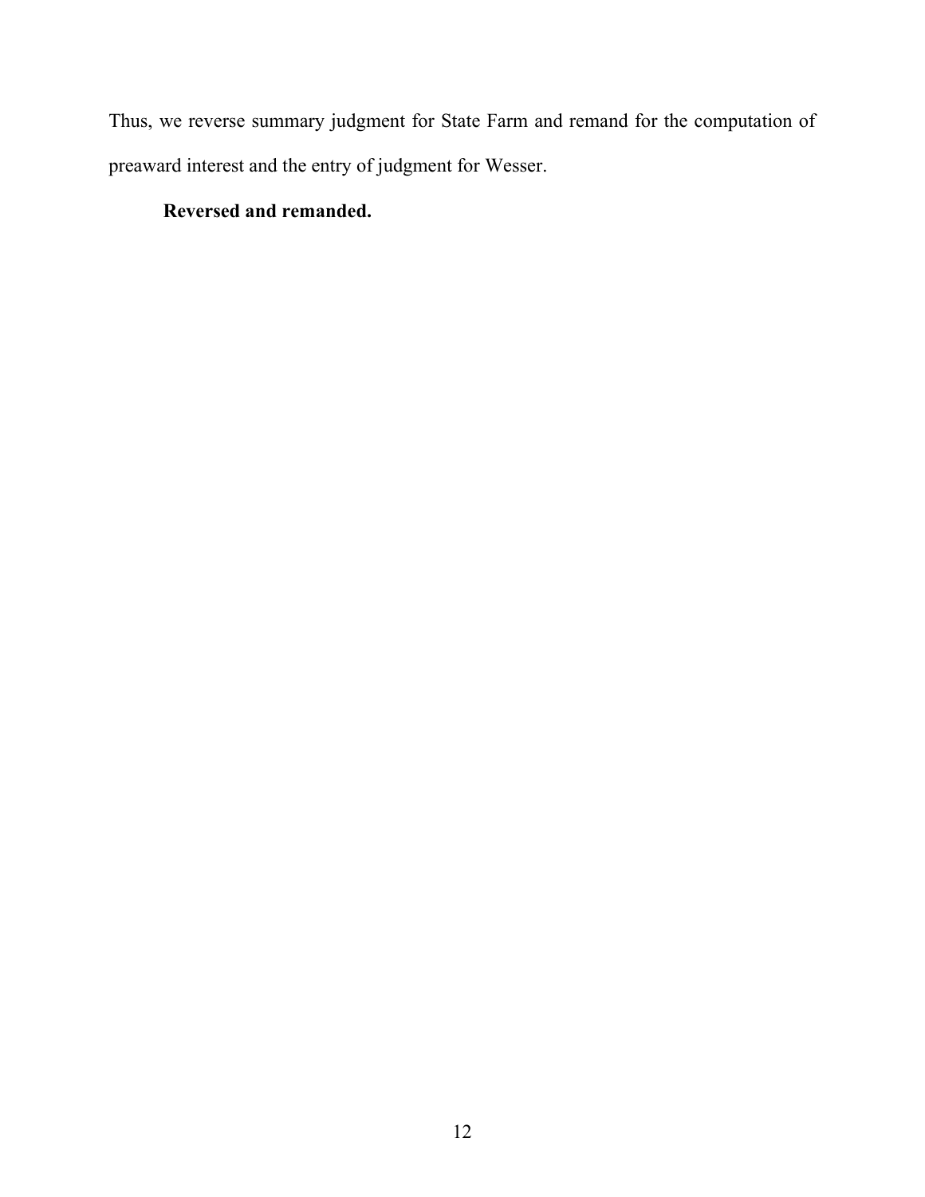Thus, we reverse summary judgment for State Farm and remand for the computation of preaward interest and the entry of judgment for Wesser.

**Reversed and remanded.**